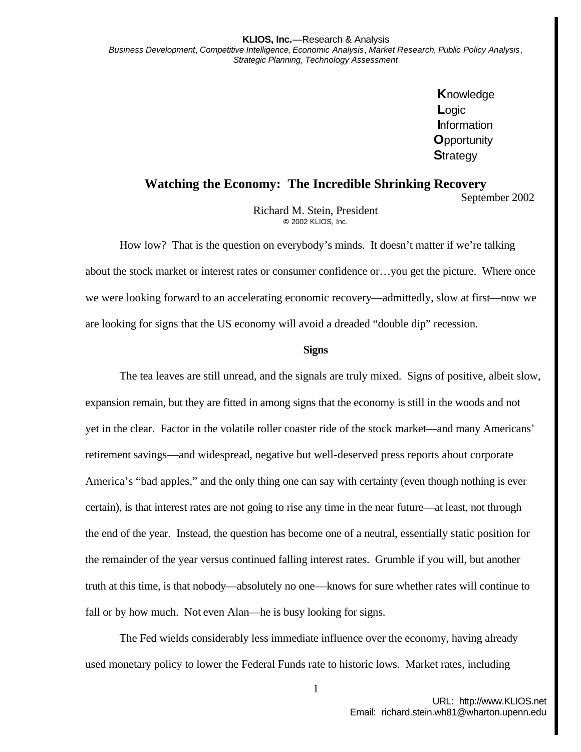**KLIOS, Inc.**—Research & Analysis
*Business Development*, *Competitive Intelligence*, *Economic Analysis*, *Market Research*, *Public Policy Analysis*, *Strategic Planning*, *Technology Assessment*

**K**nowledge
**L**ogic
**I**nformation
**O**pportunity
**S**trategy

# Watching the Economy: The Incredible Shrinking Recovery

September 2002

Richard M. Stein, President
© 2002 KLIOS, Inc.

How low? That is the question on everybody's minds. It doesn't matter if we're talking about the stock market or interest rates or consumer confidence or…you get the picture. Where once we were looking forward to an accelerating economic recovery—admittedly, slow at first—now we are looking for signs that the US economy will avoid a dreaded "double dip" recession.

## Signs

The tea leaves are still unread, and the signals are truly mixed. Signs of positive, albeit slow, expansion remain, but they are fitted in among signs that the economy is still in the woods and not yet in the clear. Factor in the volatile roller coaster ride of the stock market—and many Americans' retirement savings—and widespread, negative but well-deserved press reports about corporate America's "bad apples," and the only thing one can say with certainty (even though nothing is ever certain), is that interest rates are not going to rise any time in the near future—at least, not through the end of the year. Instead, the question has become one of a neutral, essentially static position for the remainder of the year versus continued falling interest rates. Grumble if you will, but another truth at this time, is that nobody—absolutely no one—knows for sure whether rates will continue to fall or by how much. Not even Alan—he is busy looking for signs.

The Fed wields considerably less immediate influence over the economy, having already used monetary policy to lower the Federal Funds rate to historic lows. Market rates, including

URL: http://www.KLIOS.net
Email: richard.stein.wh81@wharton.upenn.edu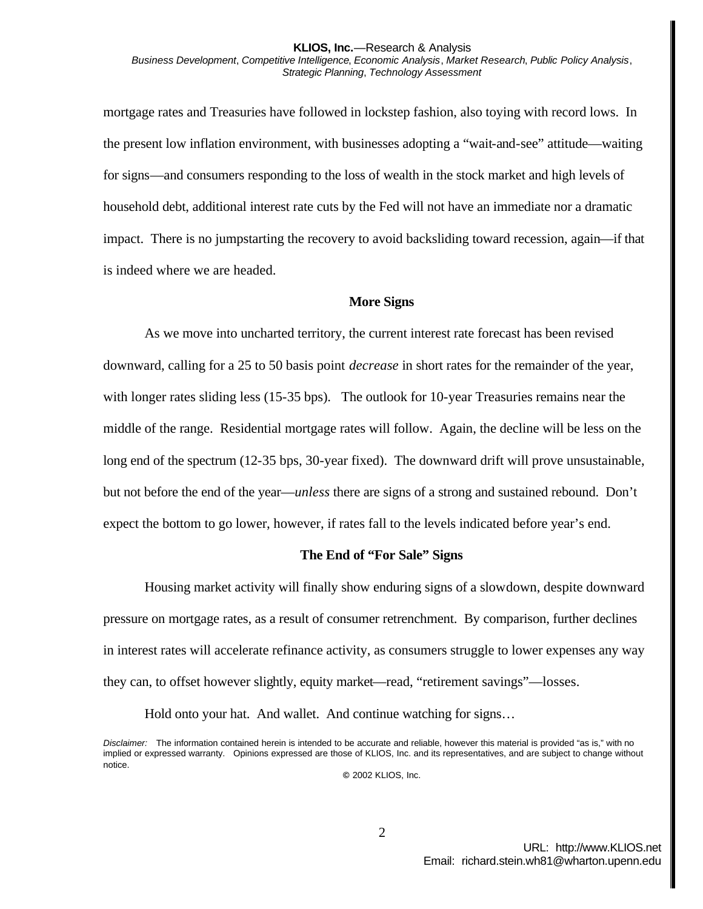mortgage rates and Treasuries have followed in lockstep fashion, also toying with record lows. In the present low inflation environment, with businesses adopting a "wait-and-see" attitude—waiting for signs—and consumers responding to the loss of wealth in the stock market and high levels of household debt, additional interest rate cuts by the Fed will not have an immediate nor a dramatic impact. There is no jumpstarting the recovery to avoid backsliding toward recession, again—if that is indeed where we are headed.

## More Signs

As we move into uncharted territory, the current interest rate forecast has been revised downward, calling for a 25 to 50 basis point *decrease* in short rates for the remainder of the year, with longer rates sliding less (15-35 bps). The outlook for 10-year Treasuries remains near the middle of the range. Residential mortgage rates will follow. Again, the decline will be less on the long end of the spectrum (12-35 bps, 30-year fixed). The downward drift will prove unsustainable, but not before the end of the year—*unless* there are signs of a strong and sustained rebound. Don't expect the bottom to go lower, however, if rates fall to the levels indicated before year's end.

## The End of "For Sale" Signs

Housing market activity will finally show enduring signs of a slowdown, despite downward pressure on mortgage rates, as a result of consumer retrenchment. By comparison, further declines in interest rates will accelerate refinance activity, as consumers struggle to lower expenses any way they can, to offset however slightly, equity market—read, "retirement savings"—losses.

Hold onto your hat. And wallet. And continue watching for signs…

*Disclaimer:* The information contained herein is intended to be accurate and reliable, however this material is provided "as is," with no implied or expressed warranty. Opinions expressed are those of KLIOS, Inc. and its representatives, and are subject to change without notice.

© 2002 KLIOS, Inc.

URL: http://www.KLIOS.net
Email: richard.stein.wh81@wharton.upenn.edu